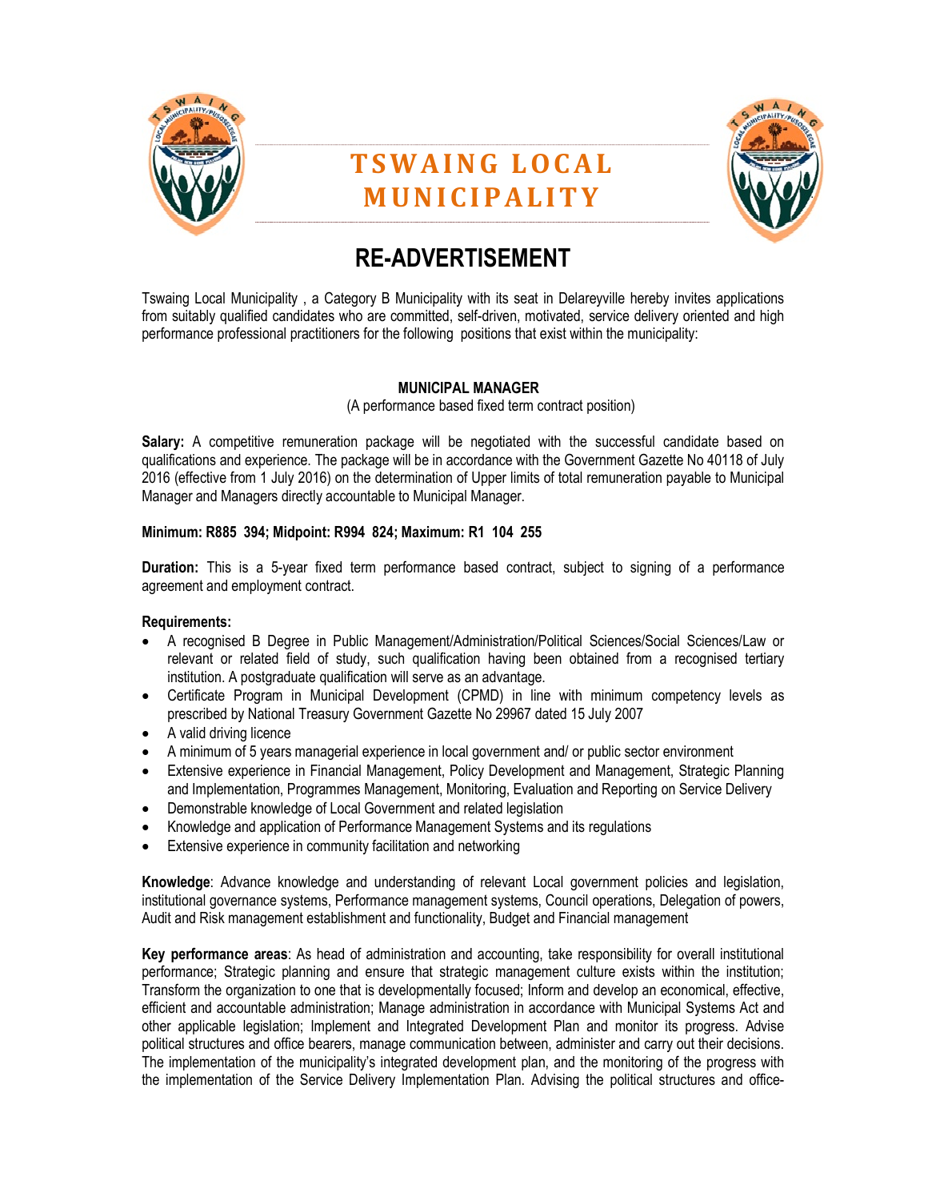# TSWAING LOCAL MUNICIPALITY

## RE-ADVERTISEMENT

Tswaing Local Municipality , a Category B Municipality with its seat in Delareyville hereby invites applications from suitably qualified candidates who are committed, self-driven, motivated, service delivery oriented and high performance professional practitioners for the following positions that exist within the municipality:

### MUNICIPAL MANAGER

(A performance based fixed term contract position)

**Salary:** A competitive remuneration package will be negotiated with the successful candidate based on qualifications and experience. The package will be in accordance with the Government Gazette No 40118 of July 2016 (effective from 1 July 2016) on the determination of Upper limits of total remuneration payable to Municipal Manager and Managers directly accountable to Municipal Manager.

**Minimum: R885 394; Midpoint: R994 824; Maximum: R1 104 255**

**Duration:** This is a 5-year fixed term performance based contract, subject to signing of a performance agreement and employment contract.

**Requirements:**

- A recognised B Degree in Public Management/Administration/Political Sciences/Social Sciences/Law or relevant or related field of study, such qualification having been obtained from a recognised tertiary institution. A postgraduate qualification will serve as an advantage.
- Certificate Program in Municipal Development (CPMD) in line with minimum competency levels as prescribed by National Treasury Government Gazette No 29967 dated 15 July 2007
- A valid driving licence
- A minimum of 5 years managerial experience in local government and/ or public sector environment
- Extensive experience in Financial Management, Policy Development and Management, Strategic Planning and Implementation, Programmes Management, Monitoring, Evaluation and Reporting on Service Delivery
- Demonstrable knowledge of Local Government and related legislation
- Knowledge and application of Performance Management Systems and its regulations
- Extensive experience in community facilitation and networking

**Knowledge**: Advance knowledge and understanding of relevant Local government policies and legislation, institutional governance systems, Performance management systems, Council operations, Delegation of powers, Audit and Risk management establishment and functionality, Budget and Financial management

**Key performance areas**: As head of administration and accounting, take responsibility for overall institutional performance; Strategic planning and ensure that strategic management culture exists within the institution; Transform the organization to one that is developmentally focused; Inform and develop an economical, effective, efficient and accountable administration; Manage administration in accordance with Municipal Systems Act and other applicable legislation; Implement and Integrated Development Plan and monitor its progress. Advise political structures and office bearers, manage communication between, administer and carry out their decisions. The implementation of the municipality's integrated development plan, and the monitoring of the progress with the implementation of the Service Delivery Implementation Plan. Advising the political structures and office-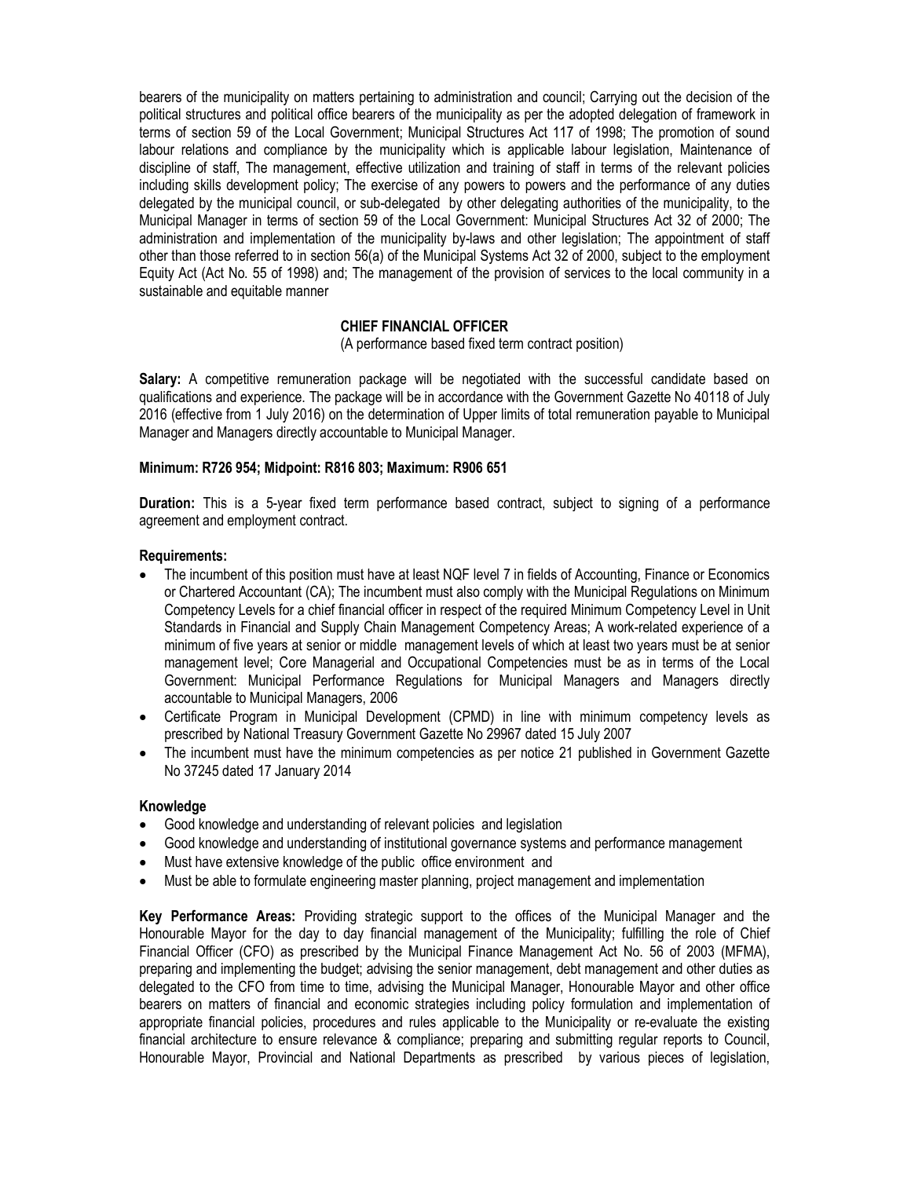bearers of the municipality on matters pertaining to administration and council; Carrying out the decision of the political structures and political office bearers of the municipality as per the adopted delegation of framework in terms of section 59 of the Local Government; Municipal Structures Act 117 of 1998; The promotion of sound labour relations and compliance by the municipality which is applicable labour legislation, Maintenance of discipline of staff, The management, effective utilization and training of staff in terms of the relevant policies including skills development policy; The exercise of any powers to powers and the performance of any duties delegated by the municipal council, or sub-delegated by other delegating authorities of the municipality, to the Municipal Manager in terms of section 59 of the Local Government: Municipal Structures Act 32 of 2000; The administration and implementation of the municipality by-laws and other legislation; The appointment of staff other than those referred to in section 56(a) of the Municipal Systems Act 32 of 2000, subject to the employment Equity Act (Act No. 55 of 1998) and; The management of the provision of services to the local community in a sustainable and equitable manner

## CHIEF FINANCIAL OFFICER

(A performance based fixed term contract position)

**Salary:** A competitive remuneration package will be negotiated with the successful candidate based on qualifications and experience. The package will be in accordance with the Government Gazette No 40118 of July 2016 (effective from 1 July 2016) on the determination of Upper limits of total remuneration payable to Municipal Manager and Managers directly accountable to Municipal Manager.

**Minimum: R726 954; Midpoint: R816 803; Maximum: R906 651**

**Duration:** This is a 5-year fixed term performance based contract, subject to signing of a performance agreement and employment contract.

**Requirements:**

- The incumbent of this position must have at least NQF level 7 in fields of Accounting, Finance or Economics or Chartered Accountant (CA); The incumbent must also comply with the Municipal Regulations on Minimum Competency Levels for a chief financial officer in respect of the required Minimum Competency Level in Unit Standards in Financial and Supply Chain Management Competency Areas; A work-related experience of a minimum of five years at senior or middle management levels of which at least two years must be at senior management level; Core Managerial and Occupational Competencies must be as in terms of the Local Government: Municipal Performance Regulations for Municipal Managers and Managers directly accountable to Municipal Managers, 2006
- Certificate Program in Municipal Development (CPMD) in line with minimum competency levels as prescribed by National Treasury Government Gazette No 29967 dated 15 July 2007
- The incumbent must have the minimum competencies as per notice 21 published in Government Gazette No 37245 dated 17 January 2014

**Knowledge**

- Good knowledge and understanding of relevant policies and legislation
- Good knowledge and understanding of institutional governance systems and performance management
- Must have extensive knowledge of the public office environment and
- Must be able to formulate engineering master planning, project management and implementation

**Key Performance Areas:** Providing strategic support to the offices of the Municipal Manager and the Honourable Mayor for the day to day financial management of the Municipality; fulfilling the role of Chief Financial Officer (CFO) as prescribed by the Municipal Finance Management Act No. 56 of 2003 (MFMA), preparing and implementing the budget; advising the senior management, debt management and other duties as delegated to the CFO from time to time, advising the Municipal Manager, Honourable Mayor and other office bearers on matters of financial and economic strategies including policy formulation and implementation of appropriate financial policies, procedures and rules applicable to the Municipality or re-evaluate the existing financial architecture to ensure relevance & compliance; preparing and submitting regular reports to Council, Honourable Mayor, Provincial and National Departments as prescribed by various pieces of legislation,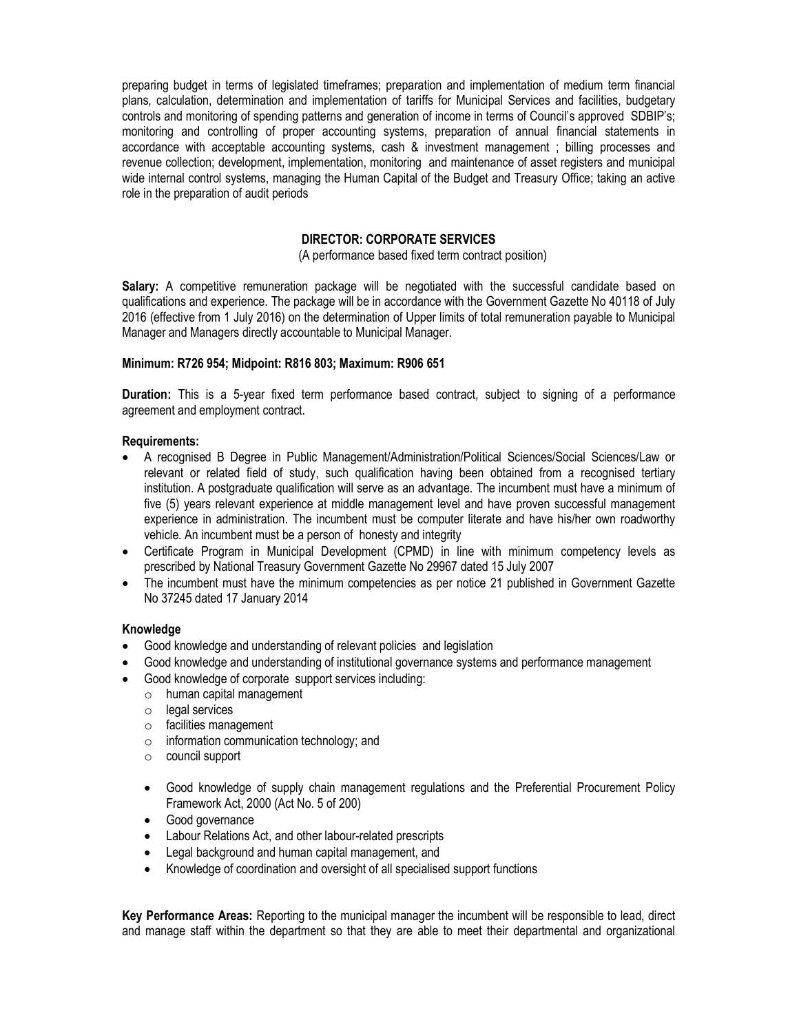preparing budget in terms of legislated timeframes; preparation and implementation of medium term financial plans, calculation, determination and implementation of tariffs for Municipal Services and facilities, budgetary controls and monitoring of spending patterns and generation of income in terms of Council's approved SDBIP's; monitoring and controlling of proper accounting systems, preparation of annual financial statements in accordance with acceptable accounting systems, cash & investment management ; billing processes and revenue collection; development, implementation, monitoring and maintenance of asset registers and municipal wide internal control systems, managing the Human Capital of the Budget and Treasury Office; taking an active role in the preparation of audit periods

## DIRECTOR: CORPORATE SERVICES

(A performance based fixed term contract position)

**Salary:** A competitive remuneration package will be negotiated with the successful candidate based on qualifications and experience. The package will be in accordance with the Government Gazette No 40118 of July 2016 (effective from 1 July 2016) on the determination of Upper limits of total remuneration payable to Municipal Manager and Managers directly accountable to Municipal Manager.

**Minimum: R726 954; Midpoint: R816 803; Maximum: R906 651**

**Duration:** This is a 5-year fixed term performance based contract, subject to signing of a performance agreement and employment contract.

**Requirements:**

- A recognised B Degree in Public Management/Administration/Political Sciences/Social Sciences/Law or relevant or related field of study, such qualification having been obtained from a recognised tertiary institution. A postgraduate qualification will serve as an advantage. The incumbent must have a minimum of five (5) years relevant experience at middle management level and have proven successful management experience in administration. The incumbent must be computer literate and have his/her own roadworthy vehicle. An incumbent must be a person of honesty and integrity
- Certificate Program in Municipal Development (CPMD) in line with minimum competency levels as prescribed by National Treasury Government Gazette No 29967 dated 15 July 2007
- The incumbent must have the minimum competencies as per notice 21 published in Government Gazette No 37245 dated 17 January 2014

**Knowledge**

- Good knowledge and understanding of relevant policies and legislation
- Good knowledge and understanding of institutional governance systems and performance management
- Good knowledge of corporate support services including:
  - human capital management
  - legal services
  - facilities management
  - information communication technology; and
  - council support

  - Good knowledge of supply chain management regulations and the Preferential Procurement Policy Framework Act, 2000 (Act No. 5 of 200)
  - Good governance
  - Labour Relations Act, and other labour-related prescripts
  - Legal background and human capital management, and
  - Knowledge of coordination and oversight of all specialised support functions

**Key Performance Areas:** Reporting to the municipal manager the incumbent will be responsible to lead, direct and manage staff within the department so that they are able to meet their departmental and organizational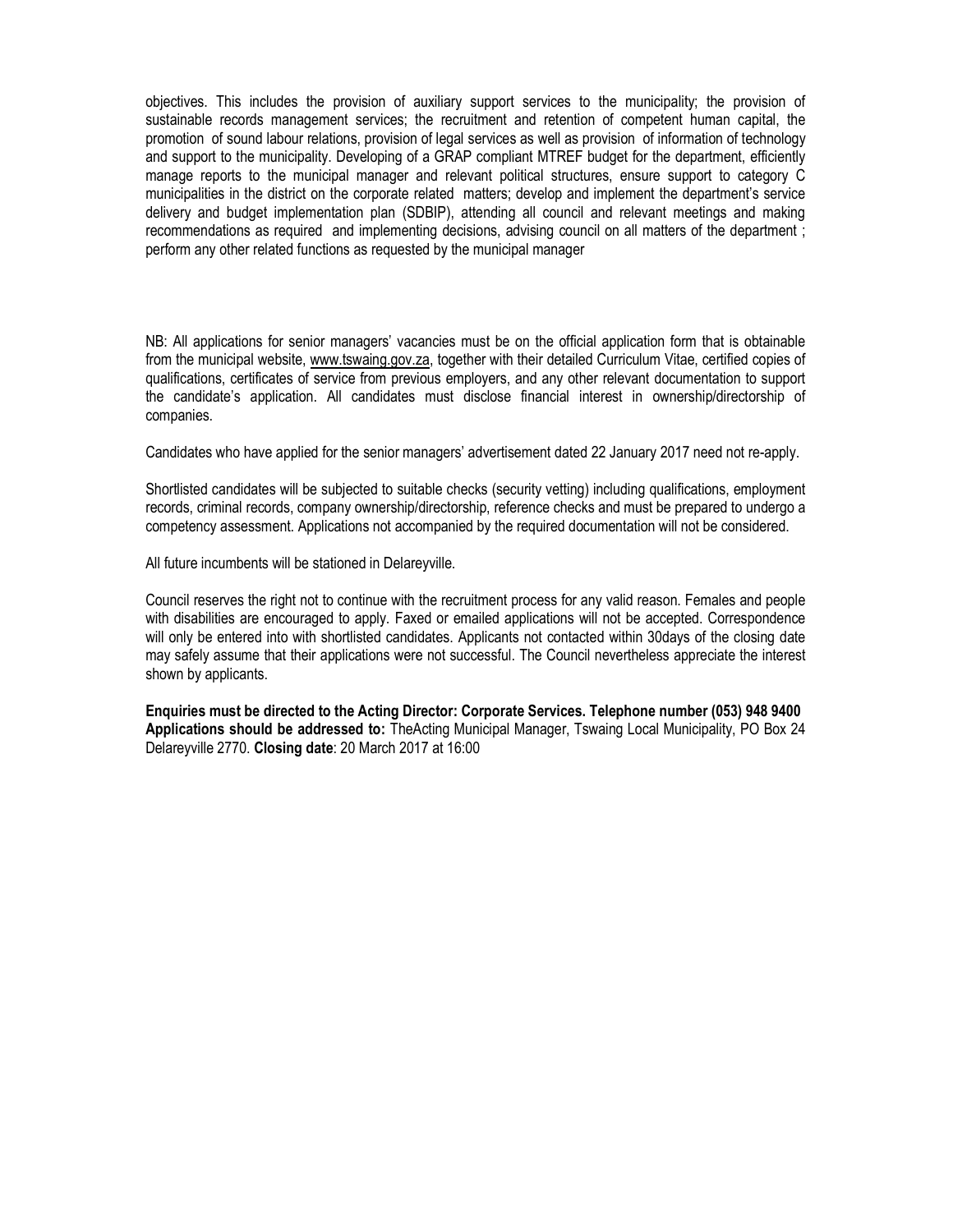objectives. This includes the provision of auxiliary support services to the municipality; the provision of sustainable records management services; the recruitment and retention of competent human capital, the promotion of sound labour relations, provision of legal services as well as provision of information of technology and support to the municipality. Developing of a GRAP compliant MTREF budget for the department, efficiently manage reports to the municipal manager and relevant political structures, ensure support to category C municipalities in the district on the corporate related matters; develop and implement the department's service delivery and budget implementation plan (SDBIP), attending all council and relevant meetings and making recommendations as required and implementing decisions, advising council on all matters of the department ; perform any other related functions as requested by the municipal manager

NB: All applications for senior managers' vacancies must be on the official application form that is obtainable from the municipal website, www.tswaing.gov.za, together with their detailed Curriculum Vitae, certified copies of qualifications, certificates of service from previous employers, and any other relevant documentation to support the candidate's application. All candidates must disclose financial interest in ownership/directorship of companies.

Candidates who have applied for the senior managers' advertisement dated 22 January 2017 need not re-apply.

Shortlisted candidates will be subjected to suitable checks (security vetting) including qualifications, employment records, criminal records, company ownership/directorship, reference checks and must be prepared to undergo a competency assessment. Applications not accompanied by the required documentation will not be considered.

All future incumbents will be stationed in Delareyville.

Council reserves the right not to continue with the recruitment process for any valid reason. Females and people with disabilities are encouraged to apply. Faxed or emailed applications will not be accepted. Correspondence will only be entered into with shortlisted candidates. Applicants not contacted within 30days of the closing date may safely assume that their applications were not successful. The Council nevertheless appreciate the interest shown by applicants.

**Enquiries must be directed to the Acting Director: Corporate Services. Telephone number (053) 948 9400**
**Applications should be addressed to:** TheActing Municipal Manager, Tswaing Local Municipality, PO Box 24 Delareyville 2770. **Closing date**: 20 March 2017 at 16:00